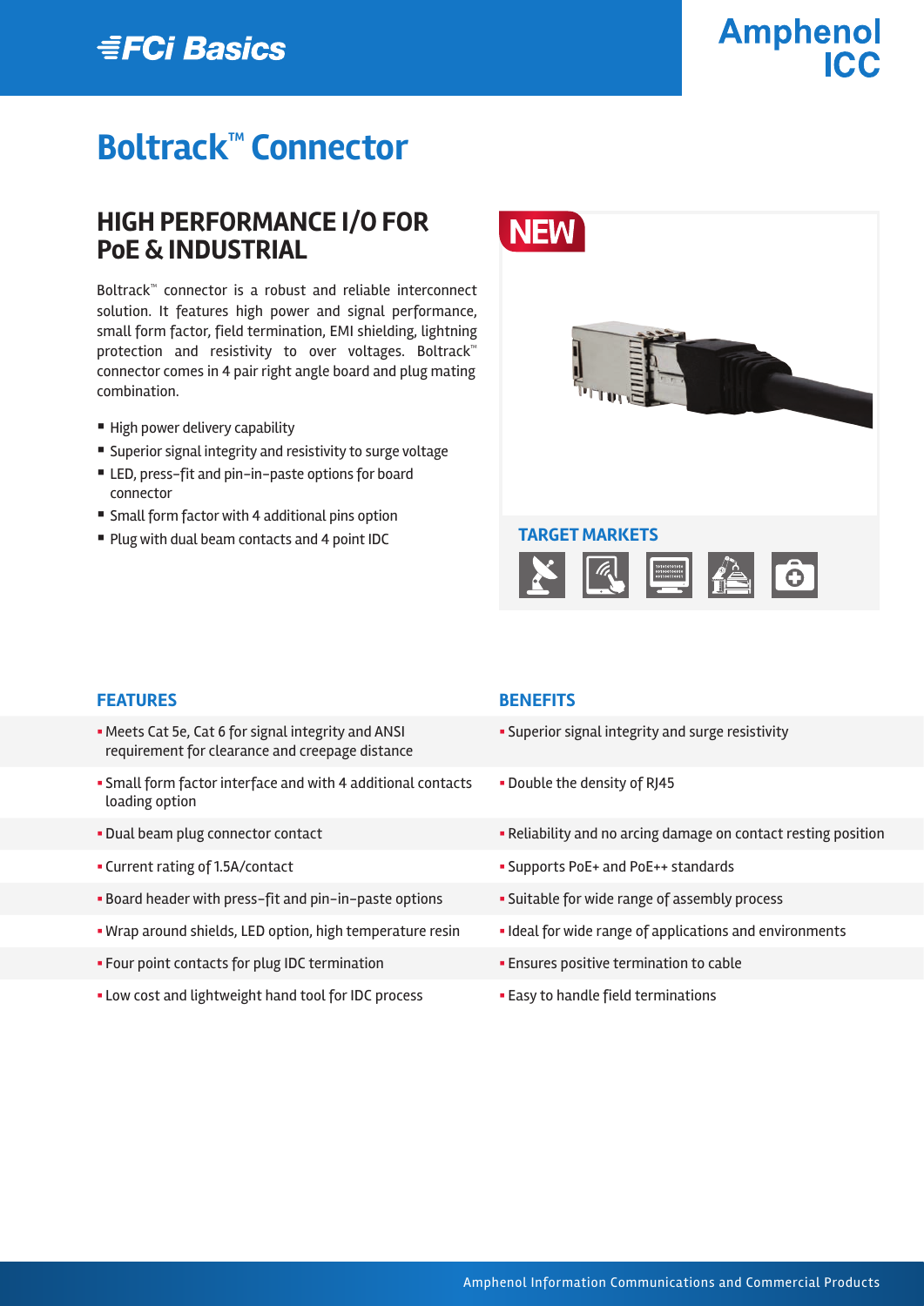FCi Basics

Amphenol ICC

# Boltrack™ Connector

## HIGH PERFORMANCE I/O FOR PoE & INDUSTRIAL

Boltrack™ connector is a robust and reliable interconnect solution. It features high power and signal performance, small form factor, field termination, EMI shielding, lightning protection and resistivity to over voltages. Boltrack™ connector comes in 4 pair right angle board and plug mating combination.

- High power delivery capability
- Superior signal integrity and resistivity to surge voltage
- LED, press-fit and pin-in-paste options for board connector
- Small form factor with 4 additional pins option
- Plug with dual beam contacts and 4 point IDC

NEW

### TARGET MARKETS

| FEATURES | BENEFITS |
|---|---|
| Meets Cat 5e, Cat 6 for signal integrity and ANSI requirement for clearance and creepage distance | Superior signal integrity and surge resistivity |
| Small form factor interface and with 4 additional contacts loading option | Double the density of RJ45 |
| Dual beam plug connector contact | Reliability and no arcing damage on contact resting position |
| Current rating of 1.5A/contact | Supports PoE+ and PoE++ standards |
| Board header with press-fit and pin-in-paste options | Suitable for wide range of assembly process |
| Wrap around shields, LED option, high temperature resin | Ideal for wide range of applications and environments |
| Four point contacts for plug IDC termination | Ensures positive termination to cable |
| Low cost and lightweight hand tool for IDC process | Easy to handle field terminations |

Amphenol Information Communications and Commercial Products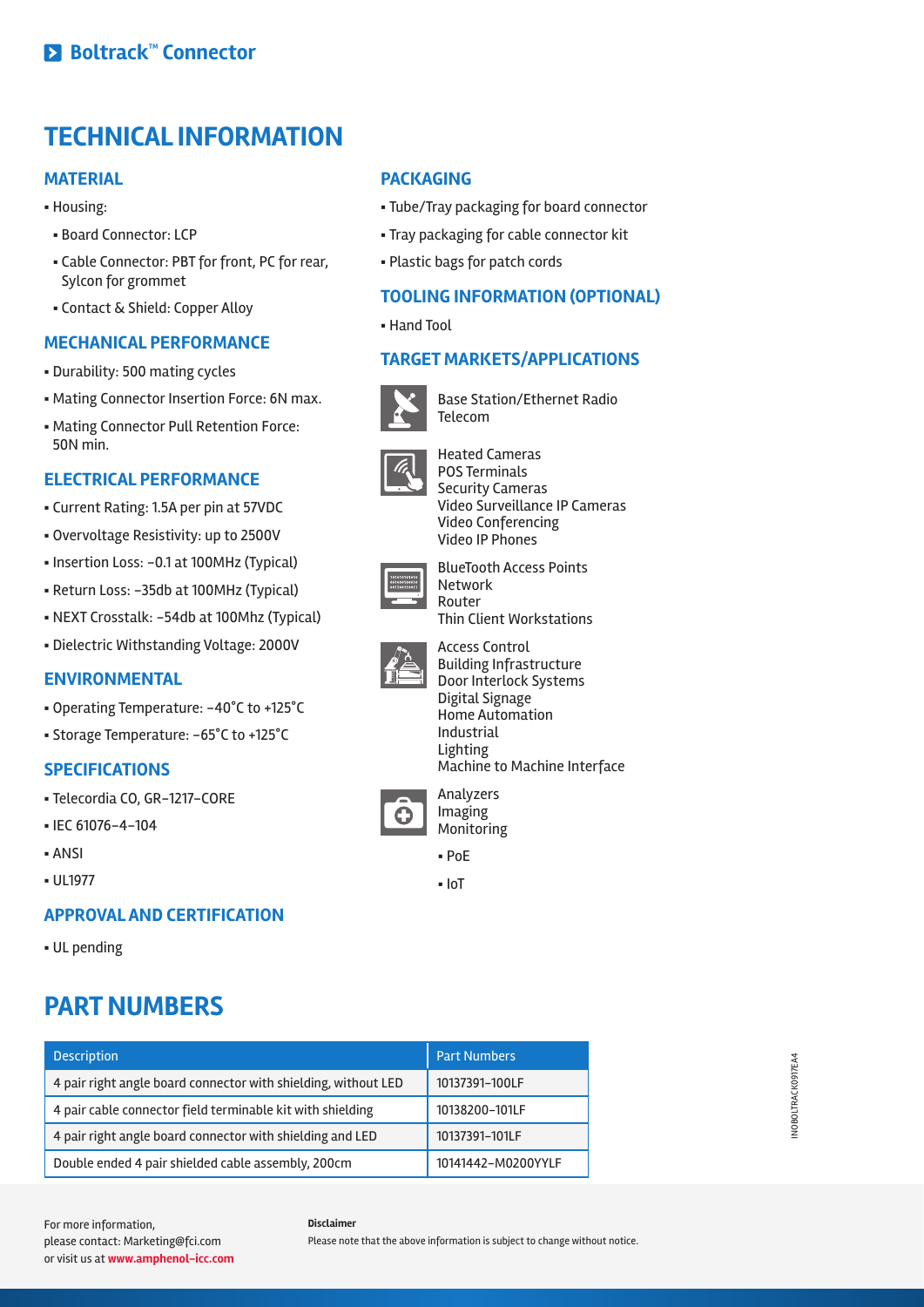# TECHNICAL INFORMATION

## MATERIAL

- Housing:
  - Board Connector: LCP
  - Cable Connector: PBT for front, PC for rear, Sylcon for grommet
  - Contact & Shield: Copper Alloy

## MECHANICAL PERFORMANCE

- Durability: 500 mating cycles
- Mating Connector Insertion Force: 6N max.
- Mating Connector Pull Retention Force: 50N min.

## ELECTRICAL PERFORMANCE

- Current Rating: 1.5A per pin at 57VDC
- Overvoltage Resistivity: up to 2500V
- Insertion Loss: -0.1 at 100MHz (Typical)
- Return Loss: -35db at 100MHz (Typical)
- NEXT Crosstalk: -54db at 100Mhz (Typical)
- Dielectric Withstanding Voltage: 2000V

## ENVIRONMENTAL

- Operating Temperature: -40°C to +125°C
- Storage Temperature: -65°C to +125°C

## SPECIFICATIONS

- Telecordia CO, GR-1217-CORE
- IEC 61076-4-104
- ANSI
- UL1977

## APPROVAL AND CERTIFICATION

- UL pending

## PACKAGING

- Tube/Tray packaging for board connector
- Tray packaging for cable connector kit
- Plastic bags for patch cords

## TOOLING INFORMATION (OPTIONAL)

- Hand Tool

## TARGET MARKETS/APPLICATIONS

Base Station/Ethernet Radio
Telecom

Heated Cameras
POS Terminals
Security Cameras
Video Surveillance IP Cameras
Video Conferencing
Video IP Phones

BlueTooth Access Points
Network
Router
Thin Client Workstations

Access Control
Building Infrastructure
Door Interlock Systems
Digital Signage
Home Automation
Industrial
Lighting
Machine to Machine Interface

Analyzers
Imaging
Monitoring

- PoE
- IoT

# PART NUMBERS

| Description | Part Numbers |
|---|---|
| 4 pair right angle board connector with shielding, without LED | 10137391-100LF |
| 4 pair cable connector field terminable kit with shielding | 10138200-101LF |
| 4 pair right angle board connector with shielding and LED | 10137391-101LF |
| Double ended 4 pair shielded cable assembly, 200cm | 10141442-M0200YYLF |

INOBOLTRACK0917EA4

For more information,
please contact: Marketing@fci.com
or visit us at **www.amphenol-icc.com**

**Disclaimer**
Please note that the above information is subject to change without notice.